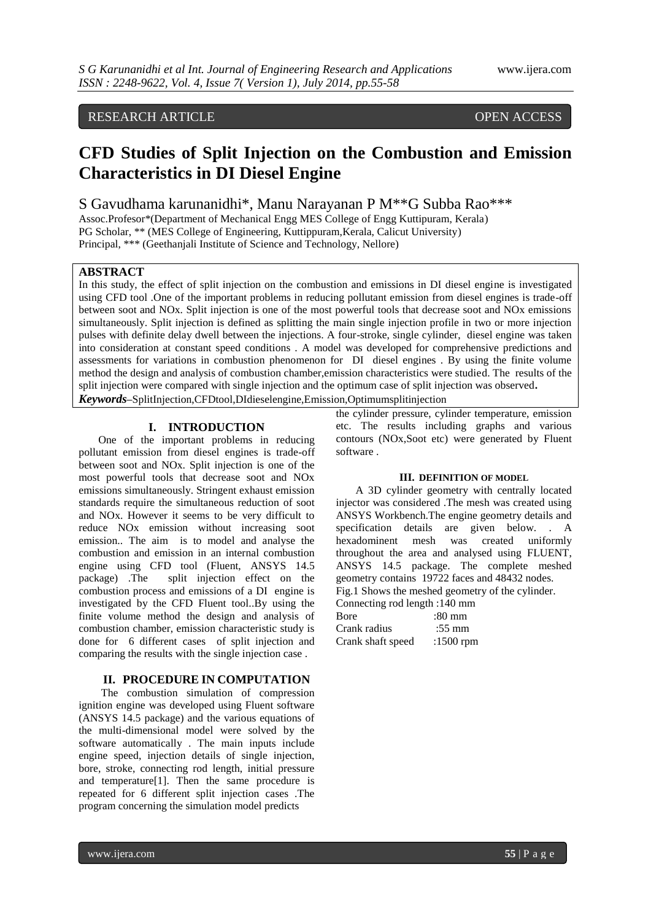RESEARCH ARTICLE OPEN ACCESS

# CFD Studies of Split Injection on the Combustion and Emission Characteristics in DI Diesel Engine

S Gavudhama karunanidhi*, Manu Narayanan P M**G Subba Rao***

Assoc.Profesor*(Department of Mechanical Engg MES College of Engg Kuttipuram, Kerala)
PG Scholar, ** (MES College of Engineering, Kuttippuram,Kerala, Calicut University)
Principal, *** (Geethanjali Institute of Science and Technology, Nellore)

## ABSTRACT

In this study, the effect of split injection on the combustion and emissions in DI diesel engine is investigated using CFD tool .One of the important problems in reducing pollutant emission from diesel engines is trade-off between soot and NOx. Split injection is one of the most powerful tools that decrease soot and NOx emissions simultaneously. Split injection is defined as splitting the main single injection profile in two or more injection pulses with definite delay dwell between the injections. A four-stroke, single cylinder, diesel engine was taken into consideration at constant speed conditions . A model was developed for comprehensive predictions and assessments for variations in combustion phenomenon for DI diesel engines . By using the finite volume method the design and analysis of combustion chamber,emission characteristics were studied. The results of the split injection were compared with single injection and the optimum case of split injection was observed**.**

***Keywords*–**SplitInjection,CFDtool,DIdieselengine,Emission,Optimumsplitinjection

## I. INTRODUCTION

One of the important problems in reducing pollutant emission from diesel engines is trade-off between soot and NOx. Split injection is one of the most powerful tools that decrease soot and NOx emissions simultaneously. Stringent exhaust emission standards require the simultaneous reduction of soot and NOx. However it seems to be very difficult to reduce NOx emission without increasing soot emission.. The aim is to model and analyse the combustion and emission in an internal combustion engine using CFD tool (Fluent, ANSYS 14.5 package) .The split injection effect on the combustion process and emissions of a DI engine is investigated by the CFD Fluent tool..By using the finite volume method the design and analysis of combustion chamber, emission characteristic study is done for 6 different cases of split injection and comparing the results with the single injection case .

## II. PROCEDURE IN COMPUTATION

The combustion simulation of compression ignition engine was developed using Fluent software (ANSYS 14.5 package) and the various equations of the multi-dimensional model were solved by the software automatically . The main inputs include engine speed, injection details of single injection, bore, stroke, connecting rod length, initial pressure and temperature[1]. Then the same procedure is repeated for 6 different split injection cases .The program concerning the simulation model predicts the cylinder pressure, cylinder temperature, emission etc. The results including graphs and various contours (NOx,Soot etc) were generated by Fluent software .

## III. DEFINITION OF MODEL

A 3D cylinder geometry with centrally located injector was considered .The mesh was created using ANSYS Workbench.The engine geometry details and specification details are given below. . A hexadominent mesh was created uniformly throughout the area and analysed using FLUENT, ANSYS 14.5 package. The complete meshed geometry contains 19722 faces and 48432 nodes.

Fig.1 Shows the meshed geometry of the cylinder.

Connecting rod length :140 mm
Bore :80 mm
Crank radius :55 mm
Crank shaft speed :1500 rpm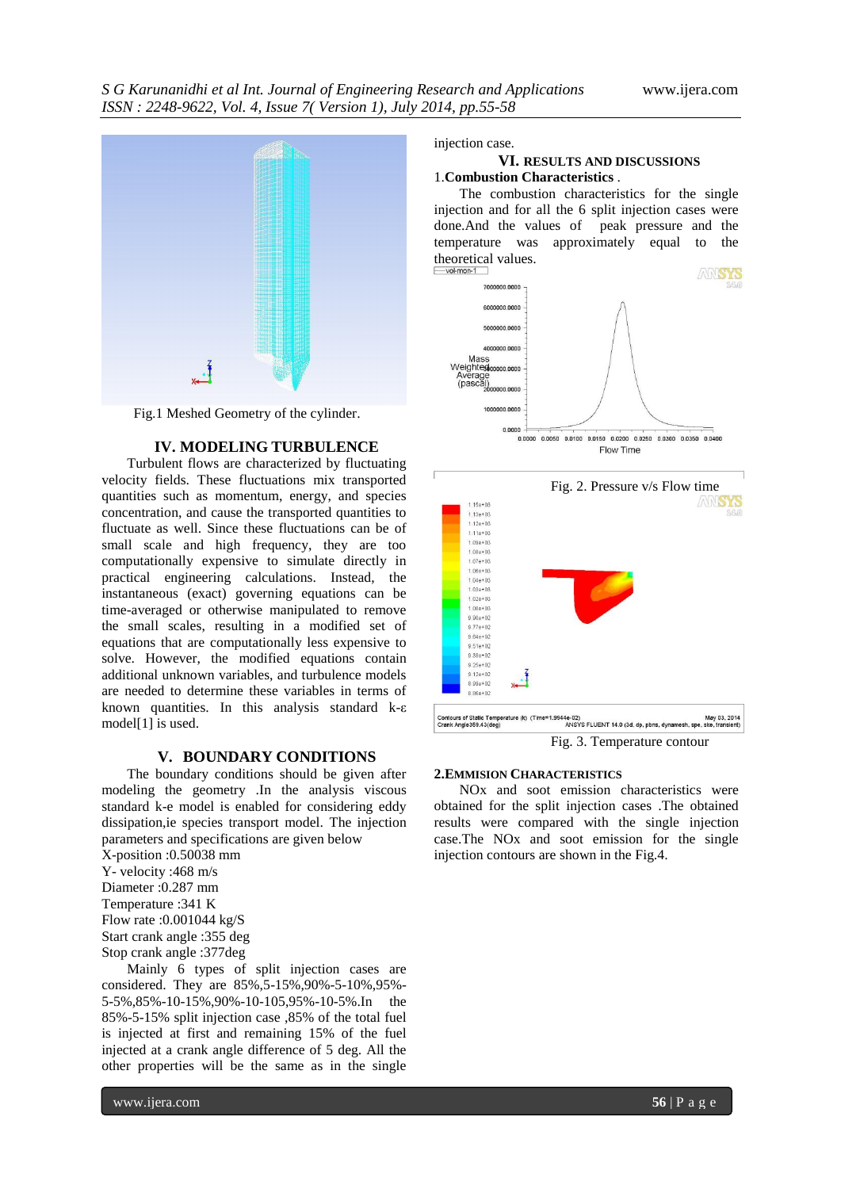Fig.1 Meshed Geometry of the cylinder.

## IV. MODELING TURBULENCE

Turbulent flows are characterized by fluctuating velocity fields. These fluctuations mix transported quantities such as momentum, energy, and species concentration, and cause the transported quantities to fluctuate as well. Since these fluctuations can be of small scale and high frequency, they are too computationally expensive to simulate directly in practical engineering calculations. Instead, the instantaneous (exact) governing equations can be time-averaged or otherwise manipulated to remove the small scales, resulting in a modified set of equations that are computationally less expensive to solve. However, the modified equations contain additional unknown variables, and turbulence models are needed to determine these variables in terms of known quantities. In this analysis standard k-ε model[1] is used.

## V. BOUNDARY CONDITIONS

The boundary conditions should be given after modeling the geometry .In the analysis viscous standard k-e model is enabled for considering eddy dissipation,ie species transport model. The injection parameters and specifications are given below

X-position :0.50038 mm
Y- velocity :468 m/s
Diameter :0.287 mm
Temperature :341 K
Flow rate :0.001044 kg/S
Start crank angle :355 deg
Stop crank angle :377deg

Mainly 6 types of split injection cases are considered. They are 85%,5-15%,90%-5-10%,95%-5-5%,85%-10-15%,90%-10-105,95%-10-5%.In the 85%-5-15% split injection case ,85% of the total fuel is injected at first and remaining 15% of the fuel injected at a crank angle difference of 5 deg. All the other properties will be the same as in the single injection case.

## VI. RESULTS AND DISCUSSIONS

### 1.Combustion Characteristics .

The combustion characteristics for the single injection and for all the 6 split injection cases were done.And the values of peak pressure and the temperature was approximately equal to the theoretical values.

Fig. 2. Pressure v/s Flow time

Fig. 3. Temperature contour

### 2.EMMISION CHARACTERISTICS

NOx and soot emission characteristics were obtained for the split injection cases .The obtained results were compared with the single injection case.The NOx and soot emission for the single injection contours are shown in the Fig.4.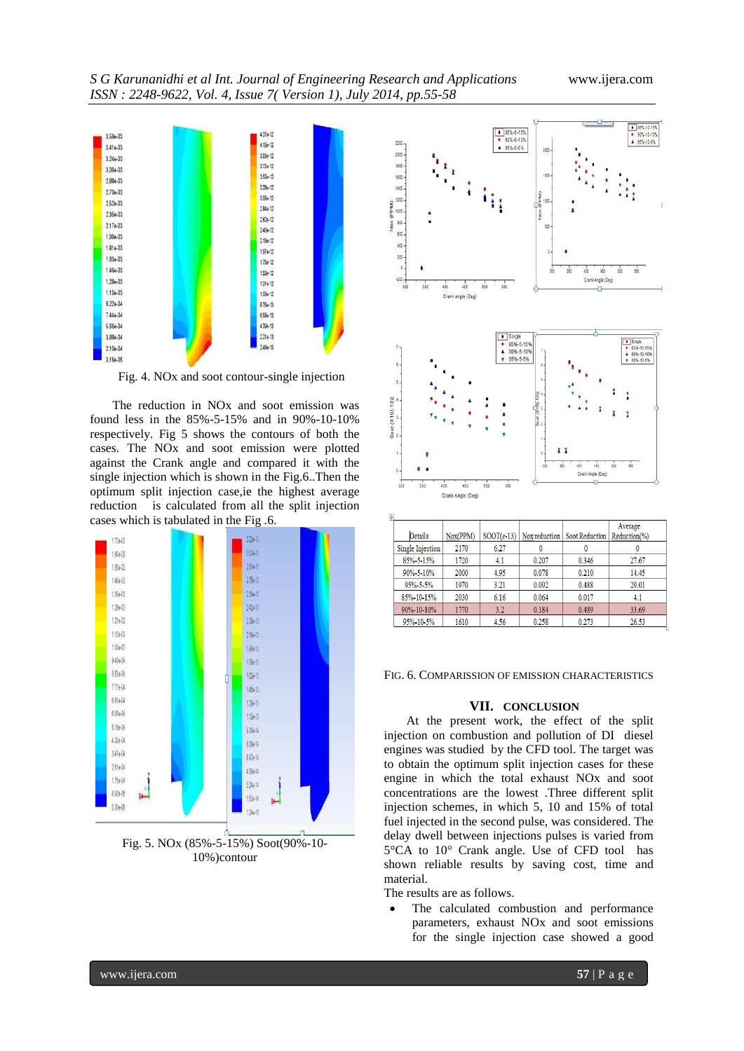Fig. 4. NOx and soot contour-single injection

The reduction in NOx and soot emission was found less in the 85%-5-15% and in 90%-10-10% respectively. Fig 5 shows the contours of both the cases. The NOx and soot emission were plotted against the Crank angle and compared it with the single injection which is shown in the Fig.6..Then the optimum split injection case,ie the highest average reduction is calculated from all the split injection cases which is tabulated in the Fig .6.

Fig. 5. NOx (85%-5-15%) Soot(90%-10-10%)contour

| Details | Nox(PPM) | SOOT(e-13) | Nox reduction | Soot Reduction | Average Reduction(%) |
|---|---|---|---|---|---|
| Single Injection | 2170 | 6.27 | 0 | 0 | 0 |
| 85%-5-15% | 1720 | 4.1 | 0.207 | 0.346 | 27.67 |
| 90%-5-10% | 2000 | 4.95 | 0.078 | 0.210 | 14.45 |
| 95%-5-5% | 1970 | 3.21 | 0.092 | 0.488 | 29.01 |
| 85%-10-15% | 2030 | 6.16 | 0.064 | 0.017 | 4.1 |
| 90%-10-10% | 1770 | 3.2 | 0.184 | 0.489 | 33.69 |
| 95%-10-5% | 1610 | 4.56 | 0.258 | 0.273 | 26.53 |

FIG. 6. COMPARISSION OF EMISSION CHARACTERISTICS

## VII. CONCLUSION

At the present work, the effect of the split injection on combustion and pollution of DI diesel engines was studied by the CFD tool. The target was to obtain the optimum split injection cases for these engine in which the total exhaust NOx and soot concentrations are the lowest .Three different split injection schemes, in which 5, 10 and 15% of total fuel injected in the second pulse, was considered. The delay dwell between injections pulses is varied from 5°CA to 10° Crank angle. Use of CFD tool has shown reliable results by saving cost, time and material.

The results are as follows.

- The calculated combustion and performance parameters, exhaust NOx and soot emissions for the single injection case showed a good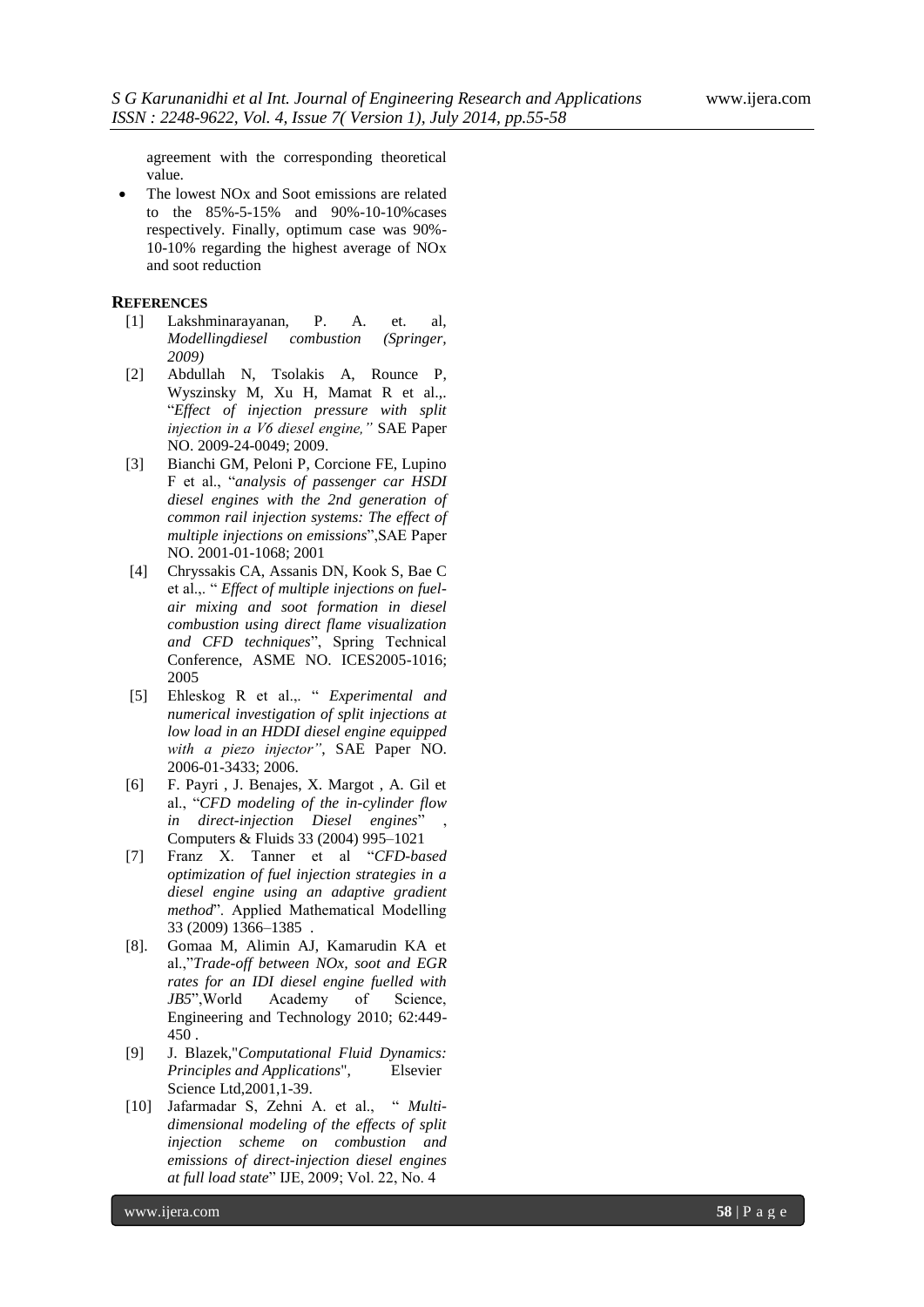agreement with the corresponding theoretical value.

- The lowest NOx and Soot emissions are related to the 85%-5-15% and 90%-10-10%cases respectively. Finally, optimum case was 90%-10-10% regarding the highest average of NOx and soot reduction

**REFERENCES**

[1] Lakshminarayanan, P. A. et. al, *Modellingdiesel combustion (Springer, 2009)*

[2] Abdullah N, Tsolakis A, Rounce P, Wyszinsky M, Xu H, Mamat R et al.,. "*Effect of injection pressure with split injection in a V6 diesel engine,"* SAE Paper NO. 2009-24-0049; 2009.

[3] Bianchi GM, Peloni P, Corcione FE, Lupino F et al., "*analysis of passenger car HSDI diesel engines with the 2nd generation of common rail injection systems: The effect of multiple injections on emissions*",SAE Paper NO. 2001-01-1068; 2001

[4] Chryssakis CA, Assanis DN, Kook S, Bae C et al.,. " *Effect of multiple injections on fuel-air mixing and soot formation in diesel combustion using direct flame visualization and CFD techniques*", Spring Technical Conference, ASME NO. ICES2005-1016; 2005

[5] Ehleskog R et al.,. " *Experimental and numerical investigation of split injections at low load in an HDDI diesel engine equipped with a piezo injector"*, SAE Paper NO. 2006-01-3433; 2006.

[6] F. Payri , J. Benajes, X. Margot , A. Gil et al., "*CFD modeling of the in-cylinder flow in direct-injection Diesel engines*" , Computers & Fluids 33 (2004) 995–1021

[7] Franz X. Tanner et al "*CFD-based optimization of fuel injection strategies in a diesel engine using an adaptive gradient method*". Applied Mathematical Modelling 33 (2009) 1366–1385 .

[8]. Gomaa M, Alimin AJ, Kamarudin KA et al.,"*Trade-off between NOx, soot and EGR rates for an IDI diesel engine fuelled with JB5*",World Academy of Science, Engineering and Technology 2010; 62:449-450 .

[9] J. Blazek,"*Computational Fluid Dynamics: Principles and Applications*", Elsevier Science Ltd,2001,1-39.

[10] Jafarmadar S, Zehni A. et al., " *Multi-dimensional modeling of the effects of split injection scheme on combustion and emissions of direct-injection diesel engines at full load state*" IJE, 2009; Vol. 22, No. 4